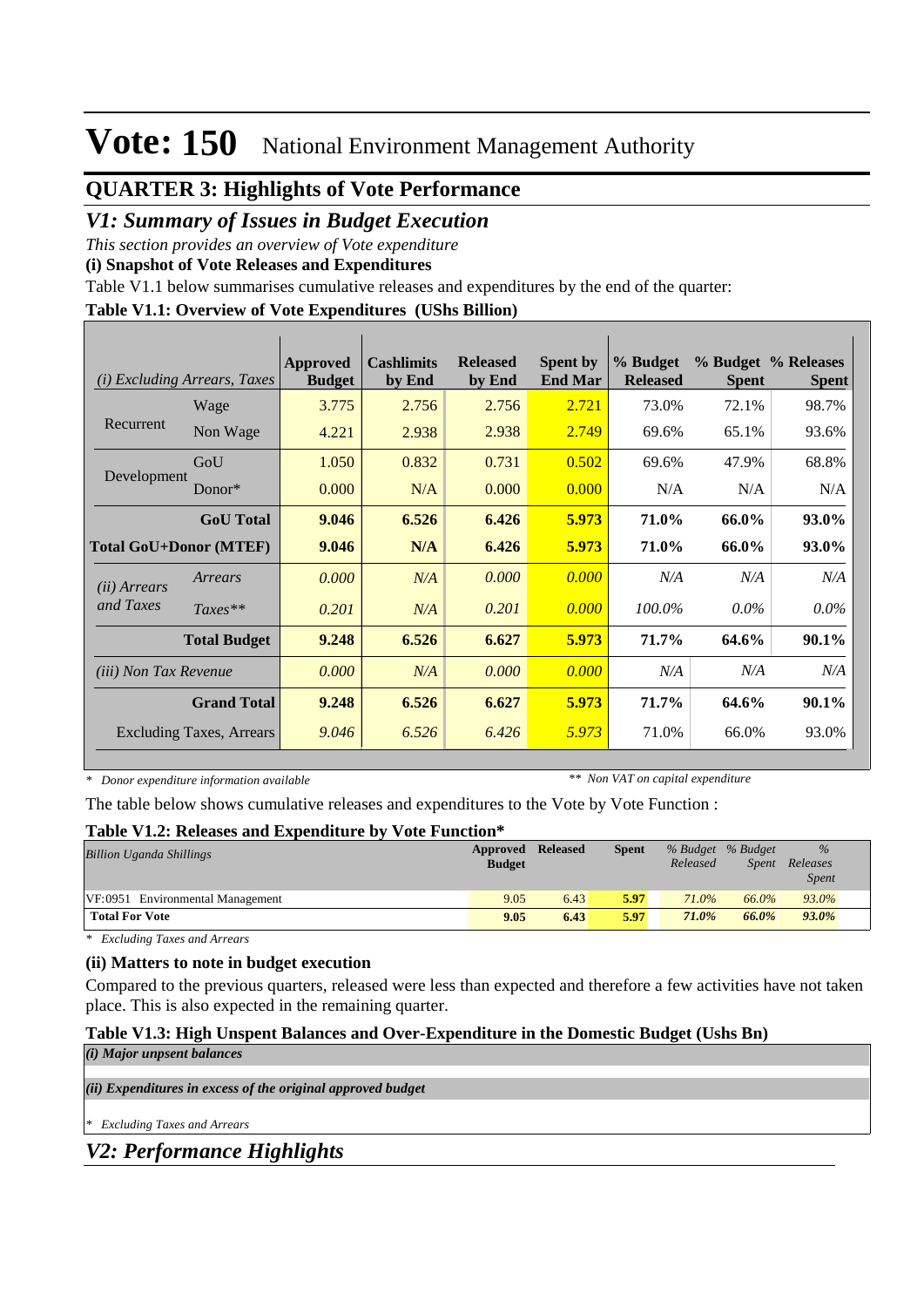# Vote: 150 National Environment Management Authority

## QUARTER 3: Highlights of Vote Performance

## *V1: Summary of Issues in Budget Execution*

*This section provides an overview of Vote expenditure*

**(i) Snapshot of Vote Releases and Expenditures**

Table V1.1 below summarises cumulative releases and expenditures by the end of the quarter:

**Table V1.1: Overview of Vote Expenditures (UShs Billion)**

| *(i) Excluding Arrears, Taxes* | | Approved Budget | Cashlimits by End | Released by End | Spent by End Mar | % Budget Released | % Budget Spent | % Releases Spent |
|---|---|---|---|---|---|---|---|---|
| Recurrent | Wage | 3.775 | 2.756 | 2.756 | 2.721 | 73.0% | 72.1% | 98.7% |
| | Non Wage | 4.221 | 2.938 | 2.938 | 2.749 | 69.6% | 65.1% | 93.6% |
| Development | GoU | 1.050 | 0.832 | 0.731 | 0.502 | 69.6% | 47.9% | 68.8% |
| | Donor* | 0.000 | N/A | 0.000 | 0.000 | N/A | N/A | N/A |
| | **GoU Total** | **9.046** | **6.526** | **6.426** | **5.973** | **71.0%** | **66.0%** | **93.0%** |
| **Total GoU+Donor (MTEF)** | | **9.046** | **N/A** | **6.426** | **5.973** | **71.0%** | **66.0%** | **93.0%** |
| *(ii) Arrears and Taxes* | *Arrears* | *0.000* | *N/A* | *0.000* | *0.000* | *N/A* | *N/A* | *N/A* |
| | *Taxes*** | *0.201* | *N/A* | *0.201* | *0.000* | *100.0%* | *0.0%* | *0.0%* |
| | **Total Budget** | **9.248** | **6.526** | **6.627** | **5.973** | **71.7%** | **64.6%** | **90.1%** |
| *(iii) Non Tax Revenue* | | *0.000* | *N/A* | *0.000* | *0.000* | *N/A* | *N/A* | *N/A* |
| | **Grand Total** | **9.248** | **6.526** | **6.627** | **5.973** | **71.7%** | **64.6%** | **90.1%** |
| | Excluding Taxes, Arrears | *9.046* | *6.526* | *6.426* | *5.973* | 71.0% | 66.0% | 93.0% |

*\* Donor expenditure information available* *\*\* Non VAT on capital expenditure*

The table below shows cumulative releases and expenditures to the Vote by Vote Function :

**Table V1.2: Releases and Expenditure by Vote Function***

| *Billion Uganda Shillings* | Approved Budget | Released | Spent | *% Budget Released* | *% Budget Spent* | *% Releases Spent* |
|---|---|---|---|---|---|---|
| VF:0951 Environmental Management | 9.05 | 6.43 | 5.97 | 71.0% | 66.0% | 93.0% |
| **Total For Vote** | **9.05** | **6.43** | **5.97** | ***71.0%*** | ***66.0%*** | ***93.0%*** |

*\* Excluding Taxes and Arrears*

**(ii) Matters to note in budget execution**

Compared to the previous quarters, released were less than expected and therefore a few activities have not taken place. This is also expected in the remaining quarter.

**Table V1.3: High Unspent Balances and Over-Expenditure in the Domestic Budget (Ushs Bn)**

***(i) Major unpsent balances***

***(ii) Expenditures in excess of the original approved budget***

*\* Excluding Taxes and Arrears*

## *V2: Performance Highlights*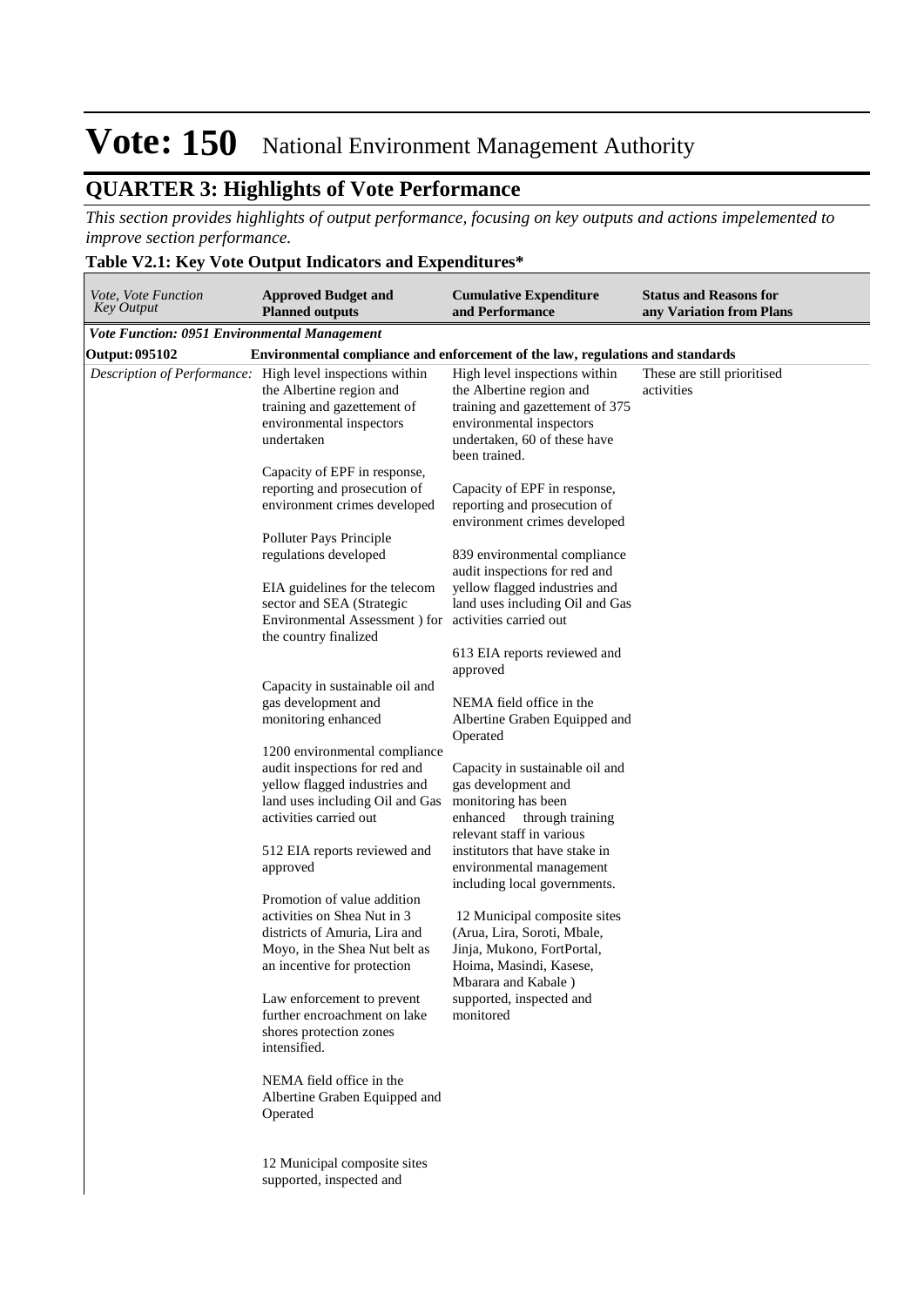# Vote: 150 National Environment Management Authority

## QUARTER 3: Highlights of Vote Performance

*This section provides highlights of output performance, focusing on key outputs and actions impelemented to improve section performance.*

### Table V2.1: Key Vote Output Indicators and Expenditures*

| *Vote, Vote Function Key Output* | **Approved Budget and Planned outputs** | **Cumulative Expenditure and Performance** | **Status and Reasons for any Variation from Plans** |
|---|---|---|---|
| ***Vote Function: 0951 Environmental Management*** | | | |
| **Output: 095102** | **Environmental compliance and enforcement of the law, regulations and standards** | | |
| *Description of Performance:* | High level inspections within the Albertine region and training and gazettement of environmental inspectors undertaken<br><br>Capacity of EPF in response, reporting and prosecution of environment crimes developed<br><br>Polluter Pays Principle regulations developed<br><br>EIA guidelines for the telecom sector and SEA (Strategic Environmental Assessment ) for the country finalized<br><br>Capacity in sustainable oil and gas development and monitoring enhanced<br><br>1200 environmental compliance audit inspections for red and yellow flagged industries and land uses including Oil and Gas activities carried out<br><br>512 EIA reports reviewed and approved<br><br>Promotion of value addition activities on Shea Nut in 3 districts of Amuria, Lira and Moyo, in the Shea Nut belt as an incentive for protection<br><br>Law enforcement to prevent further encroachment on lake shores protection zones intensified.<br><br>NEMA field office in the Albertine Graben Equipped and Operated<br><br>12 Municipal composite sites supported, inspected and | High level inspections within the Albertine region and training and gazettement of 375 environmental inspectors undertaken, 60 of these have been trained.<br><br>Capacity of EPF in response, reporting and prosecution of environment crimes developed<br><br>839 environmental compliance audit inspections for red and yellow flagged industries and land uses including Oil and Gas activities carried out<br><br>613 EIA reports reviewed and approved<br><br>NEMA field office in the Albertine Graben Equipped and Operated<br><br>Capacity in sustainable oil and gas development and monitoring has been enhanced through training relevant staff in various institutors that have stake in environmental management including local governments.<br><br>12 Municipal composite sites (Arua, Lira, Soroti, Mbale, Jinja, Mukono, FortPortal, Hoima, Masindi, Kasese, Mbarara and Kabale ) supported, inspected and monitored | These are still prioritised activities |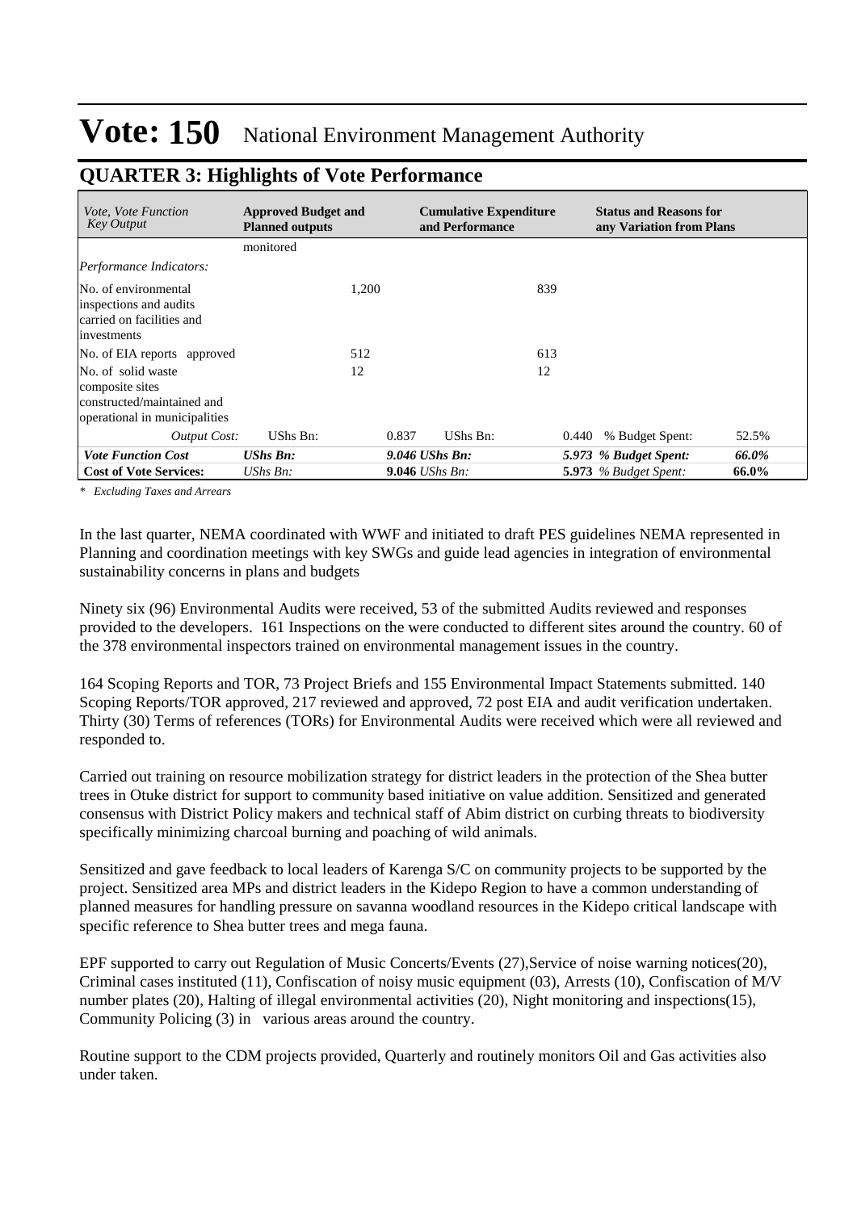# Vote: 150 National Environment Management Authority

## QUARTER 3: Highlights of Vote Performance

| *Vote, Vote Function Key Output* | **Approved Budget and Planned outputs** | | **Cumulative Expenditure and Performance** | | **Status and Reasons for any Variation from Plans** | |
|---|---|---|---|---|---|---|
| | monitored | | | | | |
| *Performance Indicators:* | | | | | | |
| No. of environmental inspections and audits carried on facilities and investments | | 1,200 | | 839 | | |
| No. of EIA reports approved | | 512 | | 613 | | |
| No. of solid waste composite sites constructed/maintained and operational in municipalities | | 12 | | 12 | | |
| *Output Cost:* | UShs Bn: | 0.837 | UShs Bn: | 0.440 | % Budget Spent: | 52.5% |
| ***Vote Function Cost*** | ***UShs Bn:*** | ***9.046*** | ***UShs Bn:*** | ***5.973*** | ***% Budget Spent:*** | ***66.0%*** |
| **Cost of Vote Services:** | *UShs Bn:* | **9.046** | *UShs Bn:* | **5.973** | *% Budget Spent:* | **66.0%** |

*\* Excluding Taxes and Arrears*

In the last quarter, NEMA coordinated with WWF and initiated to draft PES guidelines NEMA represented in Planning and coordination meetings with key SWGs and guide lead agencies in integration of environmental sustainability concerns in plans and budgets

Ninety six (96) Environmental Audits were received, 53 of the submitted Audits reviewed and responses provided to the developers. 161 Inspections on the were conducted to different sites around the country. 60 of the 378 environmental inspectors trained on environmental management issues in the country.

164 Scoping Reports and TOR, 73 Project Briefs and 155 Environmental Impact Statements submitted. 140 Scoping Reports/TOR approved, 217 reviewed and approved, 72 post EIA and audit verification undertaken. Thirty (30) Terms of references (TORs) for Environmental Audits were received which were all reviewed and responded to.

Carried out training on resource mobilization strategy for district leaders in the protection of the Shea butter trees in Otuke district for support to community based initiative on value addition. Sensitized and generated consensus with District Policy makers and technical staff of Abim district on curbing threats to biodiversity specifically minimizing charcoal burning and poaching of wild animals.

Sensitized and gave feedback to local leaders of Karenga S/C on community projects to be supported by the project. Sensitized area MPs and district leaders in the Kidepo Region to have a common understanding of planned measures for handling pressure on savanna woodland resources in the Kidepo critical landscape with specific reference to Shea butter trees and mega fauna.

EPF supported to carry out Regulation of Music Concerts/Events (27),Service of noise warning notices(20), Criminal cases instituted (11), Confiscation of noisy music equipment (03), Arrests (10), Confiscation of M/V number plates (20), Halting of illegal environmental activities (20), Night monitoring and inspections(15), Community Policing (3) in various areas around the country.

Routine support to the CDM projects provided, Quarterly and routinely monitors Oil and Gas activities also under taken.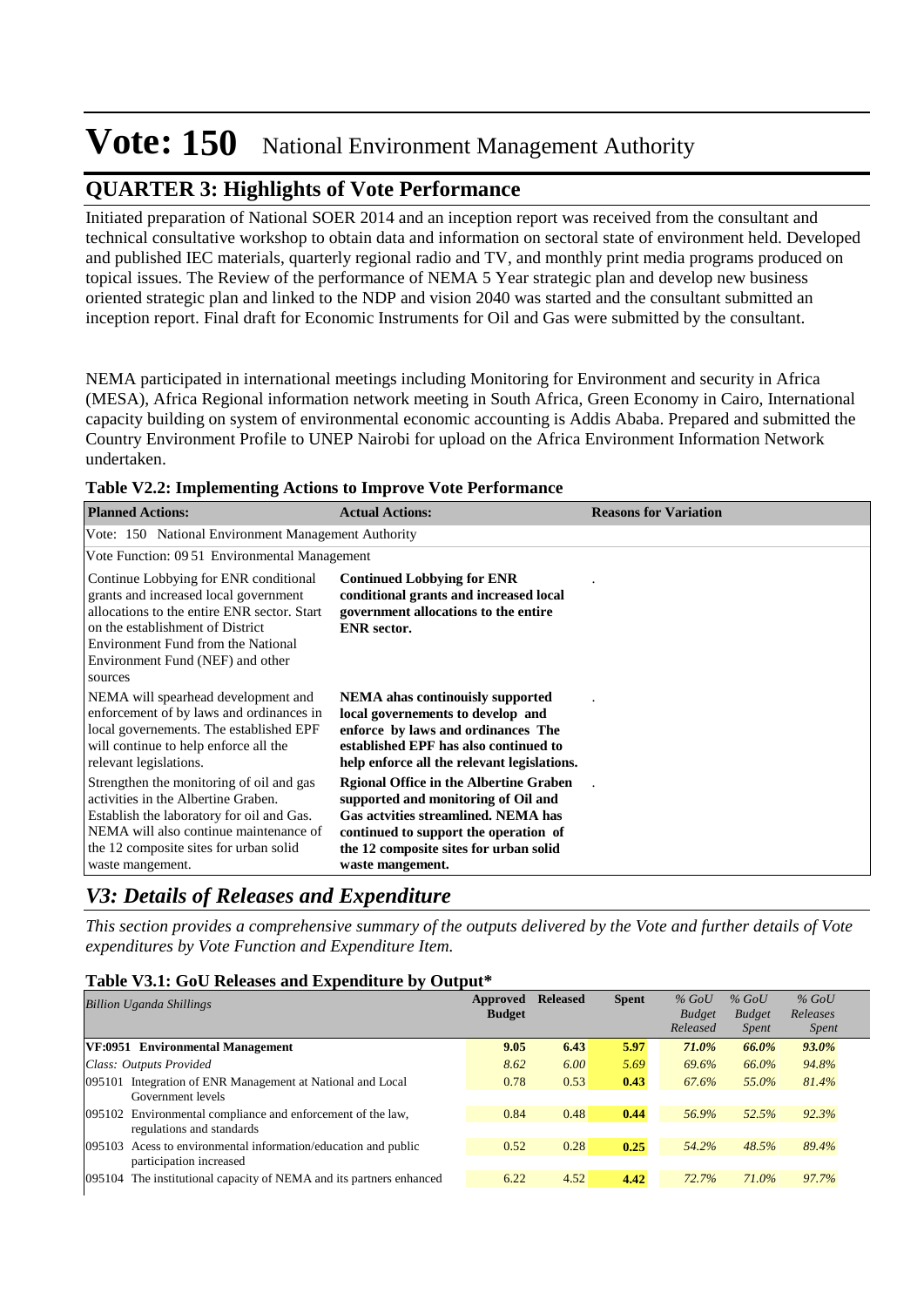# Vote: 150 National Environment Management Authority

## QUARTER 3: Highlights of Vote Performance

Initiated preparation of National SOER 2014 and an inception report was received from the consultant and technical consultative workshop to obtain data and information on sectoral state of environment held. Developed and published IEC materials, quarterly regional radio and TV, and monthly print media programs produced on topical issues. The Review of the performance of NEMA 5 Year strategic plan and develop new business oriented strategic plan and linked to the NDP and vision 2040 was started and the consultant submitted an inception report. Final draft for Economic Instruments for Oil and Gas were submitted by the consultant.

NEMA participated in international meetings including Monitoring for Environment and security in Africa (MESA), Africa Regional information network meeting in South Africa, Green Economy in Cairo, International capacity building on system of environmental economic accounting is Addis Ababa. Prepared and submitted the Country Environment Profile to UNEP Nairobi for upload on the Africa Environment Information Network undertaken.

**Table V2.2: Implementing Actions to Improve Vote Performance**

| Planned Actions: | Actual Actions: | Reasons for Variation |
|---|---|---|
| Vote: 150 National Environment Management Authority | | |
| Vote Function: 09 51 Environmental Management | | |
| Continue Lobbying for ENR conditional grants and increased local government allocations to the entire ENR sector. Start on the establishment of District Environment Fund from the National Environment Fund (NEF) and other sources | **Continued Lobbying for ENR conditional grants and increased local government allocations to the entire ENR sector.** | . |
| NEMA will spearhead development and enforcement of by laws and ordinances in local governements. The established EPF will continue to help enforce all the relevant legislations. | **NEMA ahas continouisly supported local governements to develop and enforce by laws and ordinances The established EPF has also continued to help enforce all the relevant legislations.** | . |
| Strengthen the monitoring of oil and gas activities in the Albertine Graben. Establish the laboratory for oil and Gas. NEMA will also continue maintenance of the 12 composite sites for urban solid waste mangement. | **Rgional Office in the Albertine Graben supported and monitoring of Oil and Gas actvities streamlined. NEMA has continued to support the operation of the 12 composite sites for urban solid waste mangement.** | . |

## *V3: Details of Releases and Expenditure*

*This section provides a comprehensive summary of the outputs delivered by the Vote and further details of Vote expenditures by Vote Function and Expenditure Item.*

**Table V3.1: GoU Releases and Expenditure by Output***

| *Billion Uganda Shillings* | Approved Budget | Released | Spent | *% GoU Budget Released* | *% GoU Budget Spent* | *% GoU Releases Spent* |
|---|---|---|---|---|---|---|
| **VF:0951 Environmental Management** | **9.05** | **6.43** | **5.97** | ***71.0%*** | ***66.0%*** | ***93.0%*** |
| *Class: Outputs Provided* | *8.62* | *6.00* | *5.69* | *69.6%* | *66.0%* | *94.8%* |
| 095101 Integration of ENR Management at National and Local Government levels | 0.78 | 0.53 | **0.43** | *67.6%* | *55.0%* | *81.4%* |
| 095102 Environmental compliance and enforcement of the law, regulations and standards | 0.84 | 0.48 | **0.44** | *56.9%* | *52.5%* | *92.3%* |
| 095103 Acess to environmental information/education and public participation increased | 0.52 | 0.28 | **0.25** | *54.2%* | *48.5%* | *89.4%* |
| 095104 The institutional capacity of NEMA and its partners enhanced | 6.22 | 4.52 | **4.42** | *72.7%* | *71.0%* | *97.7%* |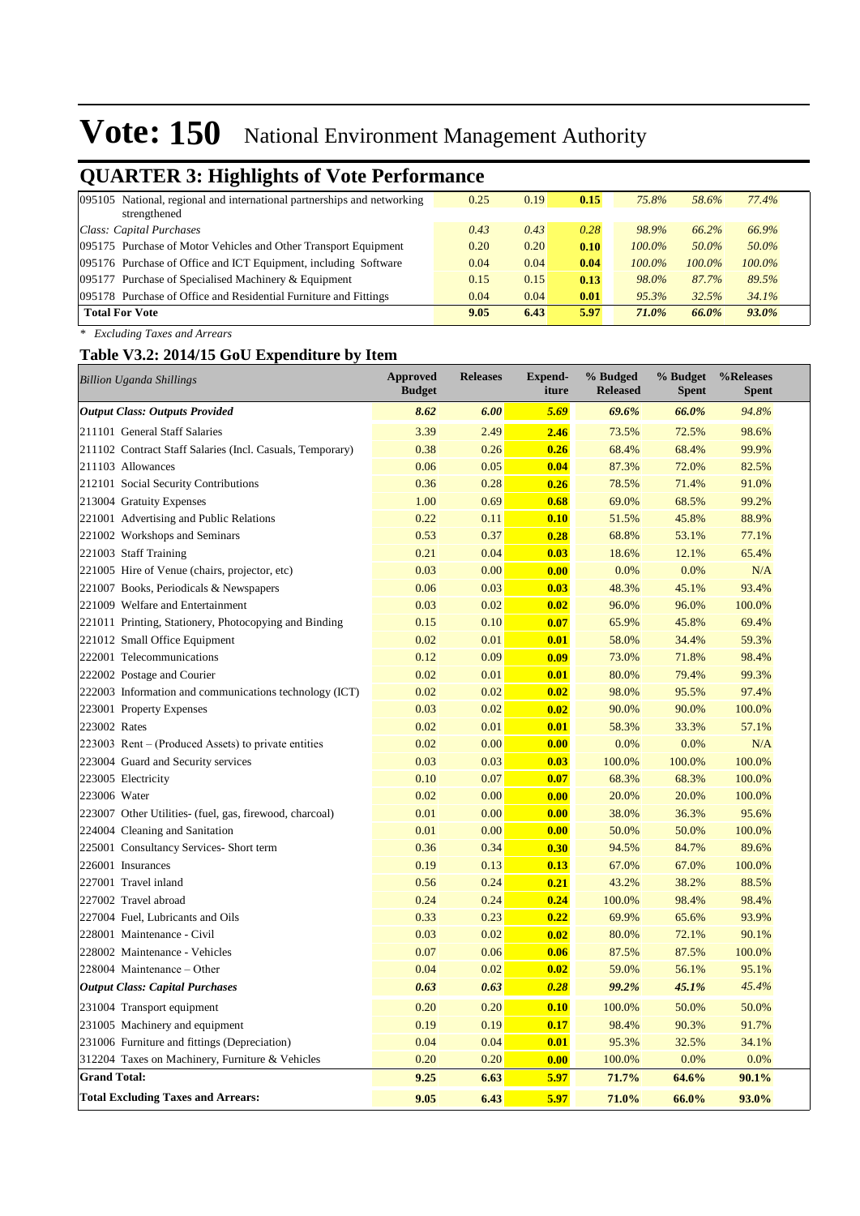# Vote: 150 National Environment Management Authority

## QUARTER 3: Highlights of Vote Performance

| | | | | | | |
|---|---|---|---|---|---|---|
| 095105 National, regional and international partnerships and networking strengthened | 0.25 | 0.19 | **0.15** | *75.8%* | *58.6%* | *77.4%* |
| *Class: Capital Purchases* | *0.43* | *0.43* | *0.28* | *98.9%* | *66.2%* | *66.9%* |
| 095175 Purchase of Motor Vehicles and Other Transport Equipment | 0.20 | 0.20 | **0.10** | *100.0%* | *50.0%* | *50.0%* |
| 095176 Purchase of Office and ICT Equipment, including Software | 0.04 | 0.04 | **0.04** | *100.0%* | *100.0%* | *100.0%* |
| 095177 Purchase of Specialised Machinery & Equipment | 0.15 | 0.15 | **0.13** | *98.0%* | *87.7%* | *89.5%* |
| 095178 Purchase of Office and Residential Furniture and Fittings | 0.04 | 0.04 | **0.01** | *95.3%* | *32.5%* | *34.1%* |
| **Total For Vote** | **9.05** | **6.43** | **5.97** | ***71.0%*** | ***66.0%*** | ***93.0%*** |

*\* Excluding Taxes and Arrears*

### Table V3.2: 2014/15 GoU Expenditure by Item

| *Billion Uganda Shillings* | Approved Budget | Releases | Expend-iture | % Budged Released | % Budget Spent | %Releases Spent |
|---|---|---|---|---|---|---|
| ***Output Class: Outputs Provided*** | ***8.62*** | ***6.00*** | ***5.69*** | ***69.6%*** | ***66.0%*** | *94.8%* |
| 211101 General Staff Salaries | 3.39 | 2.49 | **2.46** | 73.5% | 72.5% | 98.6% |
| 211102 Contract Staff Salaries (Incl. Casuals, Temporary) | 0.38 | 0.26 | **0.26** | 68.4% | 68.4% | 99.9% |
| 211103 Allowances | 0.06 | 0.05 | **0.04** | 87.3% | 72.0% | 82.5% |
| 212101 Social Security Contributions | 0.36 | 0.28 | **0.26** | 78.5% | 71.4% | 91.0% |
| 213004 Gratuity Expenses | 1.00 | 0.69 | **0.68** | 69.0% | 68.5% | 99.2% |
| 221001 Advertising and Public Relations | 0.22 | 0.11 | **0.10** | 51.5% | 45.8% | 88.9% |
| 221002 Workshops and Seminars | 0.53 | 0.37 | **0.28** | 68.8% | 53.1% | 77.1% |
| 221003 Staff Training | 0.21 | 0.04 | **0.03** | 18.6% | 12.1% | 65.4% |
| 221005 Hire of Venue (chairs, projector, etc) | 0.03 | 0.00 | **0.00** | 0.0% | 0.0% | N/A |
| 221007 Books, Periodicals & Newspapers | 0.06 | 0.03 | **0.03** | 48.3% | 45.1% | 93.4% |
| 221009 Welfare and Entertainment | 0.03 | 0.02 | **0.02** | 96.0% | 96.0% | 100.0% |
| 221011 Printing, Stationery, Photocopying and Binding | 0.15 | 0.10 | **0.07** | 65.9% | 45.8% | 69.4% |
| 221012 Small Office Equipment | 0.02 | 0.01 | **0.01** | 58.0% | 34.4% | 59.3% |
| 222001 Telecommunications | 0.12 | 0.09 | **0.09** | 73.0% | 71.8% | 98.4% |
| 222002 Postage and Courier | 0.02 | 0.01 | **0.01** | 80.0% | 79.4% | 99.3% |
| 222003 Information and communications technology (ICT) | 0.02 | 0.02 | **0.02** | 98.0% | 95.5% | 97.4% |
| 223001 Property Expenses | 0.03 | 0.02 | **0.02** | 90.0% | 90.0% | 100.0% |
| 223002 Rates | 0.02 | 0.01 | **0.01** | 58.3% | 33.3% | 57.1% |
| 223003 Rent – (Produced Assets) to private entities | 0.02 | 0.00 | **0.00** | 0.0% | 0.0% | N/A |
| 223004 Guard and Security services | 0.03 | 0.03 | **0.03** | 100.0% | 100.0% | 100.0% |
| 223005 Electricity | 0.10 | 0.07 | **0.07** | 68.3% | 68.3% | 100.0% |
| 223006 Water | 0.02 | 0.00 | **0.00** | 20.0% | 20.0% | 100.0% |
| 223007 Other Utilities- (fuel, gas, firewood, charcoal) | 0.01 | 0.00 | **0.00** | 38.0% | 36.3% | 95.6% |
| 224004 Cleaning and Sanitation | 0.01 | 0.00 | **0.00** | 50.0% | 50.0% | 100.0% |
| 225001 Consultancy Services- Short term | 0.36 | 0.34 | **0.30** | 94.5% | 84.7% | 89.6% |
| 226001 Insurances | 0.19 | 0.13 | **0.13** | 67.0% | 67.0% | 100.0% |
| 227001 Travel inland | 0.56 | 0.24 | **0.21** | 43.2% | 38.2% | 88.5% |
| 227002 Travel abroad | 0.24 | 0.24 | **0.24** | 100.0% | 98.4% | 98.4% |
| 227004 Fuel, Lubricants and Oils | 0.33 | 0.23 | **0.22** | 69.9% | 65.6% | 93.9% |
| 228001 Maintenance - Civil | 0.03 | 0.02 | **0.02** | 80.0% | 72.1% | 90.1% |
| 228002 Maintenance - Vehicles | 0.07 | 0.06 | **0.06** | 87.5% | 87.5% | 100.0% |
| 228004 Maintenance – Other | 0.04 | 0.02 | **0.02** | 59.0% | 56.1% | 95.1% |
| ***Output Class: Capital Purchases*** | ***0.63*** | ***0.63*** | ***0.28*** | ***99.2%*** | ***45.1%*** | *45.4%* |
| 231004 Transport equipment | 0.20 | 0.20 | **0.10** | 100.0% | 50.0% | 50.0% |
| 231005 Machinery and equipment | 0.19 | 0.19 | **0.17** | 98.4% | 90.3% | 91.7% |
| 231006 Furniture and fittings (Depreciation) | 0.04 | 0.04 | **0.01** | 95.3% | 32.5% | 34.1% |
| 312204 Taxes on Machinery, Furniture & Vehicles | 0.20 | 0.20 | **0.00** | 100.0% | 0.0% | 0.0% |
| **Grand Total:** | **9.25** | **6.63** | **5.97** | **71.7%** | **64.6%** | **90.1%** |
| **Total Excluding Taxes and Arrears:** | **9.05** | **6.43** | **5.97** | **71.0%** | **66.0%** | **93.0%** |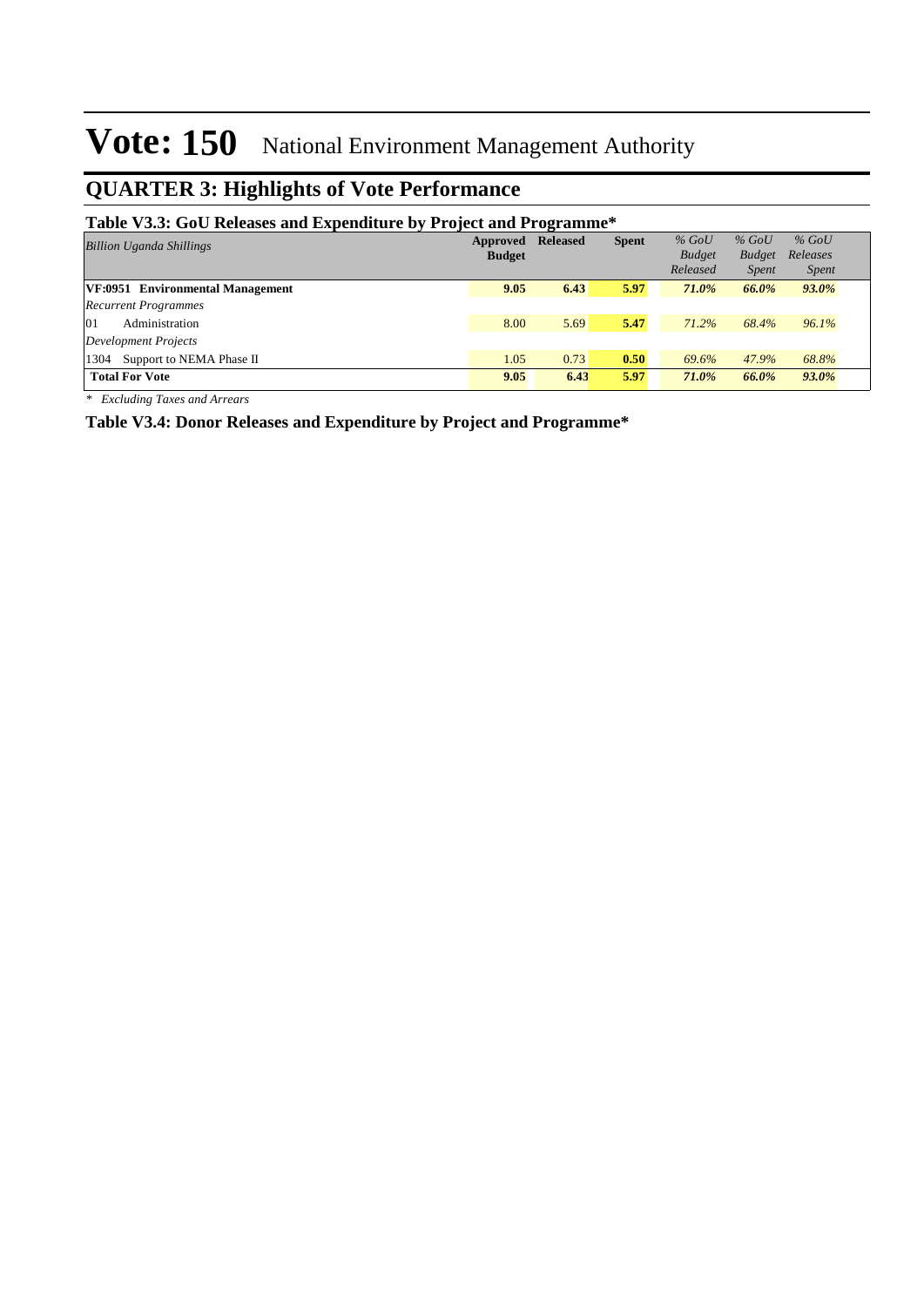# Vote: 150 National Environment Management Authority

## QUARTER 3: Highlights of Vote Performance

### Table V3.3: GoU Releases and Expenditure by Project and Programme*

| *Billion Uganda Shillings* | **Approved Budget** | **Released** | **Spent** | *% GoU Budget Released* | *% GoU Budget Spent* | *% GoU Releases Spent* |
|---|---|---|---|---|---|---|
| **VF:0951 Environmental Management** | **9.05** | **6.43** | **5.97** | ***71.0%*** | ***66.0%*** | ***93.0%*** |
| *Recurrent Programmes* | | | | | | |
| 01 Administration | 8.00 | 5.69 | **5.47** | *71.2%* | *68.4%* | *96.1%* |
| *Development Projects* | | | | | | |
| 1304 Support to NEMA Phase II | 1.05 | 0.73 | **0.50** | *69.6%* | *47.9%* | *68.8%* |
| **Total For Vote** | **9.05** | **6.43** | **5.97** | ***71.0%*** | ***66.0%*** | ***93.0%*** |

*\* Excluding Taxes and Arrears*

### Table V3.4: Donor Releases and Expenditure by Project and Programme*